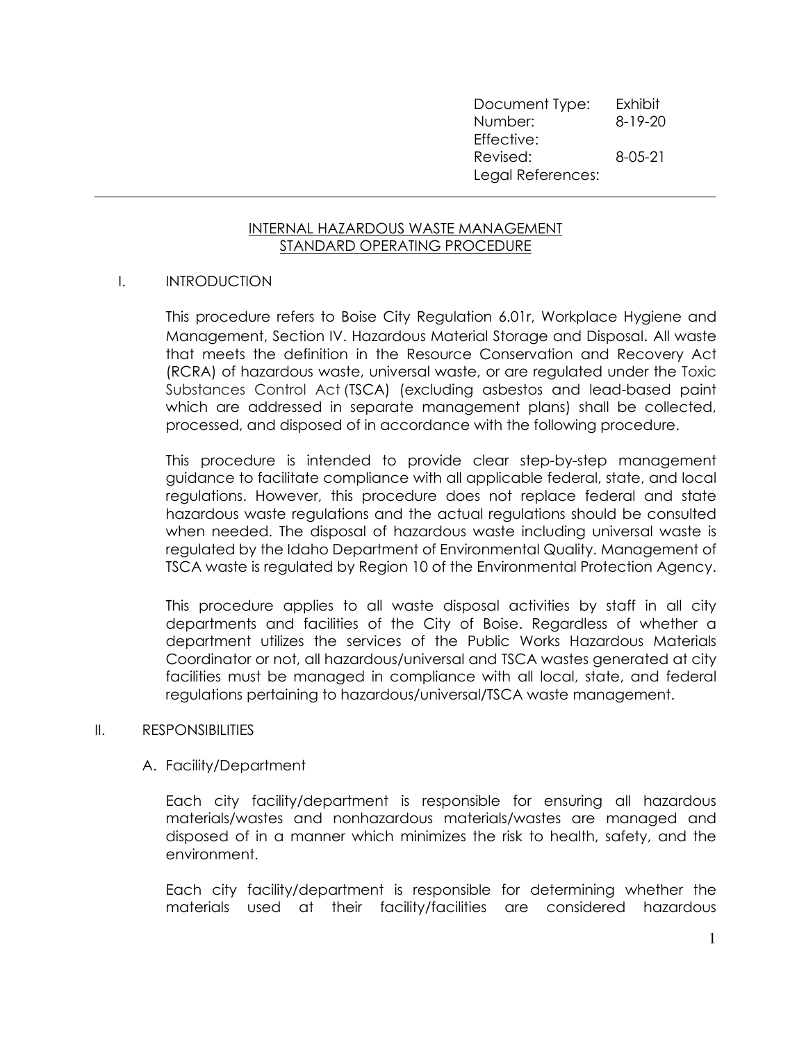| Document Type: | Exhibit |
| --- | --- |
| Number: | 8-19-20 |
| Effective: | |
| Revised: | 8-05-21 |
| Legal References: | |

---

# INTERNAL HAZARDOUS WASTE MANAGEMENT STANDARD OPERATING PROCEDURE

## I. INTRODUCTION

This procedure refers to Boise City Regulation 6.01r, Workplace Hygiene and Management, Section IV. Hazardous Material Storage and Disposal. All waste that meets the definition in the Resource Conservation and Recovery Act (RCRA) of hazardous waste, universal waste, or are regulated under the Toxic Substances Control Act (TSCA) (excluding asbestos and lead-based paint which are addressed in separate management plans) shall be collected, processed, and disposed of in accordance with the following procedure.

This procedure is intended to provide clear step-by-step management guidance to facilitate compliance with all applicable federal, state, and local regulations. However, this procedure does not replace federal and state hazardous waste regulations and the actual regulations should be consulted when needed. The disposal of hazardous waste including universal waste is regulated by the Idaho Department of Environmental Quality. Management of TSCA waste is regulated by Region 10 of the Environmental Protection Agency.

This procedure applies to all waste disposal activities by staff in all city departments and facilities of the City of Boise. Regardless of whether a department utilizes the services of the Public Works Hazardous Materials Coordinator or not, all hazardous/universal and TSCA wastes generated at city facilities must be managed in compliance with all local, state, and federal regulations pertaining to hazardous/universal/TSCA waste management.

## II. RESPONSIBILITIES

### A. Facility/Department

Each city facility/department is responsible for ensuring all hazardous materials/wastes and nonhazardous materials/wastes are managed and disposed of in a manner which minimizes the risk to health, safety, and the environment.

Each city facility/department is responsible for determining whether the materials used at their facility/facilities are considered hazardous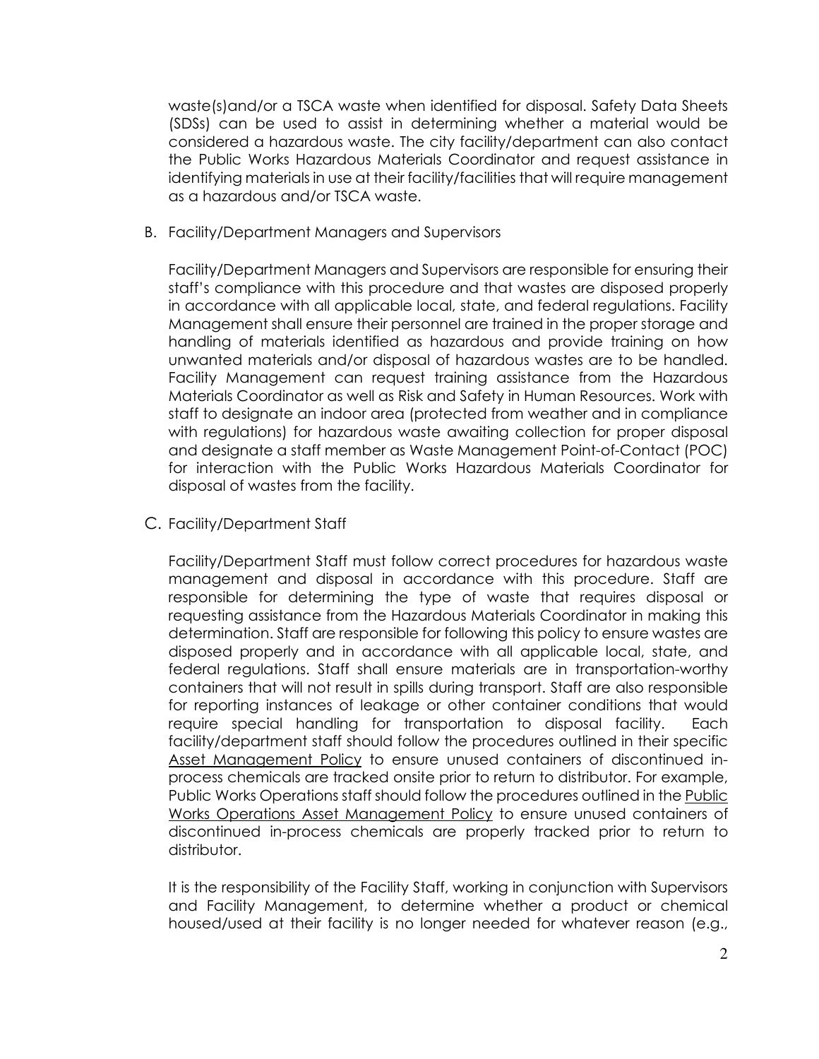waste(s)and/or a TSCA waste when identified for disposal. Safety Data Sheets (SDSs) can be used to assist in determining whether a material would be considered a hazardous waste. The city facility/department can also contact the Public Works Hazardous Materials Coordinator and request assistance in identifying materials in use at their facility/facilities that will require management as a hazardous and/or TSCA waste.

B. Facility/Department Managers and Supervisors

Facility/Department Managers and Supervisors are responsible for ensuring their staff's compliance with this procedure and that wastes are disposed properly in accordance with all applicable local, state, and federal regulations. Facility Management shall ensure their personnel are trained in the proper storage and handling of materials identified as hazardous and provide training on how unwanted materials and/or disposal of hazardous wastes are to be handled. Facility Management can request training assistance from the Hazardous Materials Coordinator as well as Risk and Safety in Human Resources. Work with staff to designate an indoor area (protected from weather and in compliance with regulations) for hazardous waste awaiting collection for proper disposal and designate a staff member as Waste Management Point-of-Contact (POC) for interaction with the Public Works Hazardous Materials Coordinator for disposal of wastes from the facility.

C. Facility/Department Staff

Facility/Department Staff must follow correct procedures for hazardous waste management and disposal in accordance with this procedure. Staff are responsible for determining the type of waste that requires disposal or requesting assistance from the Hazardous Materials Coordinator in making this determination. Staff are responsible for following this policy to ensure wastes are disposed properly and in accordance with all applicable local, state, and federal regulations. Staff shall ensure materials are in transportation-worthy containers that will not result in spills during transport. Staff are also responsible for reporting instances of leakage or other container conditions that would require special handling for transportation to disposal facility. Each facility/department staff should follow the procedures outlined in their specific Asset Management Policy to ensure unused containers of discontinued in-process chemicals are tracked onsite prior to return to distributor. For example, Public Works Operations staff should follow the procedures outlined in the Public Works Operations Asset Management Policy to ensure unused containers of discontinued in-process chemicals are properly tracked prior to return to distributor.

It is the responsibility of the Facility Staff, working in conjunction with Supervisors and Facility Management, to determine whether a product or chemical housed/used at their facility is no longer needed for whatever reason (e.g.,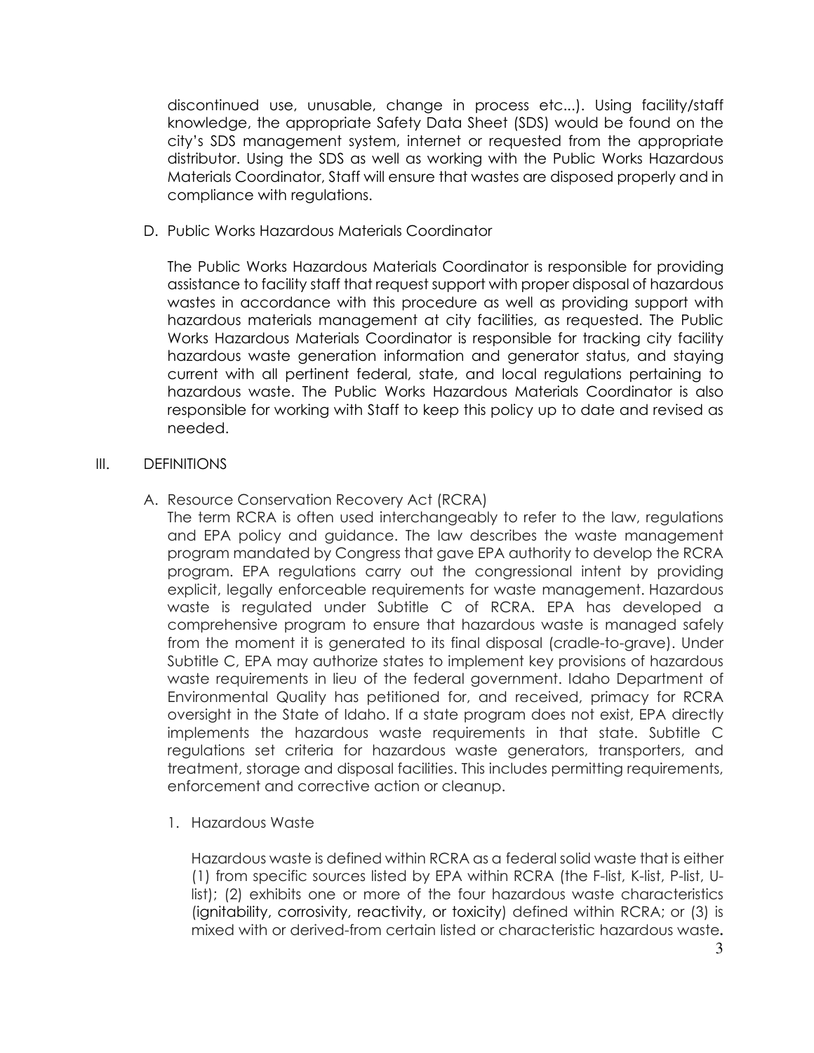discontinued use, unusable, change in process etc...). Using facility/staff knowledge, the appropriate Safety Data Sheet (SDS) would be found on the city's SDS management system, internet or requested from the appropriate distributor. Using the SDS as well as working with the Public Works Hazardous Materials Coordinator, Staff will ensure that wastes are disposed properly and in compliance with regulations.

D. Public Works Hazardous Materials Coordinator

The Public Works Hazardous Materials Coordinator is responsible for providing assistance to facility staff that request support with proper disposal of hazardous wastes in accordance with this procedure as well as providing support with hazardous materials management at city facilities, as requested. The Public Works Hazardous Materials Coordinator is responsible for tracking city facility hazardous waste generation information and generator status, and staying current with all pertinent federal, state, and local regulations pertaining to hazardous waste. The Public Works Hazardous Materials Coordinator is also responsible for working with Staff to keep this policy up to date and revised as needed.

## III. DEFINITIONS

A. Resource Conservation Recovery Act (RCRA)

The term RCRA is often used interchangeably to refer to the law, regulations and EPA policy and guidance. The law describes the waste management program mandated by Congress that gave EPA authority to develop the RCRA program. EPA regulations carry out the congressional intent by providing explicit, legally enforceable requirements for waste management. Hazardous waste is regulated under Subtitle C of RCRA. EPA has developed a comprehensive program to ensure that hazardous waste is managed safely from the moment it is generated to its final disposal (cradle-to-grave). Under Subtitle C, EPA may authorize states to implement key provisions of hazardous waste requirements in lieu of the federal government. Idaho Department of Environmental Quality has petitioned for, and received, primacy for RCRA oversight in the State of Idaho. If a state program does not exist, EPA directly implements the hazardous waste requirements in that state. Subtitle C regulations set criteria for hazardous waste generators, transporters, and treatment, storage and disposal facilities. This includes permitting requirements, enforcement and corrective action or cleanup.

1. Hazardous Waste

Hazardous waste is defined within RCRA as a federal solid waste that is either (1) from specific sources listed by EPA within RCRA (the F-list, K-list, P-list, U-list); (2) exhibits one or more of the four hazardous waste characteristics (ignitability, corrosivity, reactivity, or toxicity) defined within RCRA; or (3) is mixed with or derived-from certain listed or characteristic hazardous waste.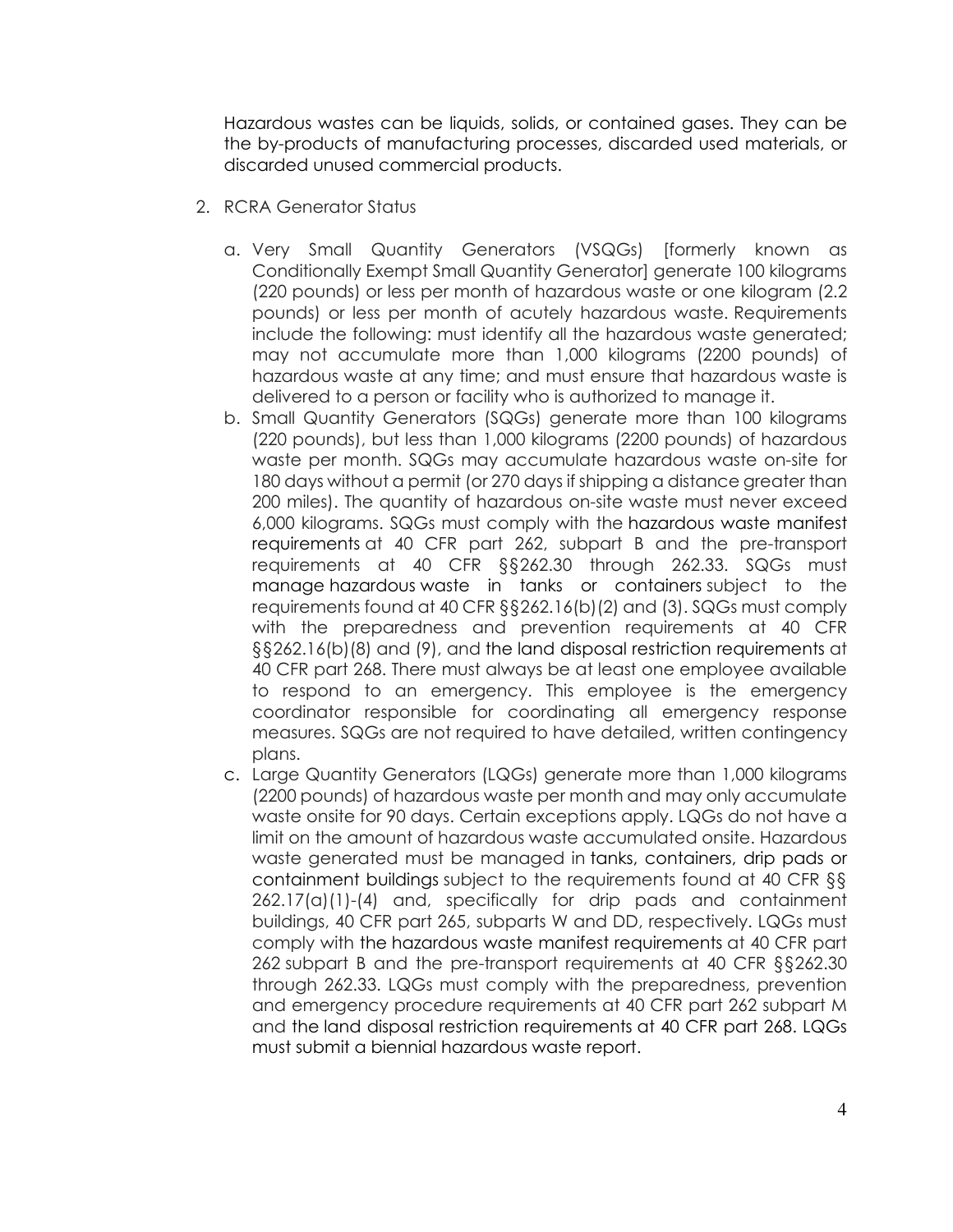Hazardous wastes can be liquids, solids, or contained gases. They can be the by-products of manufacturing processes, discarded used materials, or discarded unused commercial products.

2. RCRA Generator Status

   a. Very Small Quantity Generators (VSQGs) [formerly known as Conditionally Exempt Small Quantity Generator] generate 100 kilograms (220 pounds) or less per month of hazardous waste or one kilogram (2.2 pounds) or less per month of acutely hazardous waste. Requirements include the following: must identify all the hazardous waste generated; may not accumulate more than 1,000 kilograms (2200 pounds) of hazardous waste at any time; and must ensure that hazardous waste is delivered to a person or facility who is authorized to manage it.
   b. Small Quantity Generators (SQGs) generate more than 100 kilograms (220 pounds), but less than 1,000 kilograms (2200 pounds) of hazardous waste per month. SQGs may accumulate hazardous waste on-site for 180 days without a permit (or 270 days if shipping a distance greater than 200 miles). The quantity of hazardous on-site waste must never exceed 6,000 kilograms. SQGs must comply with the hazardous waste manifest requirements at 40 CFR part 262, subpart B and the pre-transport requirements at 40 CFR §§262.30 through 262.33. SQGs must manage hazardous waste in tanks or containers subject to the requirements found at 40 CFR §§262.16(b)(2) and (3). SQGs must comply with the preparedness and prevention requirements at 40 CFR §§262.16(b)(8) and (9), and the land disposal restriction requirements at 40 CFR part 268. There must always be at least one employee available to respond to an emergency. This employee is the emergency coordinator responsible for coordinating all emergency response measures. SQGs are not required to have detailed, written contingency plans.
   c. Large Quantity Generators (LQGs) generate more than 1,000 kilograms (2200 pounds) of hazardous waste per month and may only accumulate waste onsite for 90 days. Certain exceptions apply. LQGs do not have a limit on the amount of hazardous waste accumulated onsite. Hazardous waste generated must be managed in tanks, containers, drip pads or containment buildings subject to the requirements found at 40 CFR §§ 262.17(a)(1)-(4) and, specifically for drip pads and containment buildings, 40 CFR part 265, subparts W and DD, respectively. LQGs must comply with the hazardous waste manifest requirements at 40 CFR part 262 subpart B and the pre-transport requirements at 40 CFR §§262.30 through 262.33. LQGs must comply with the preparedness, prevention and emergency procedure requirements at 40 CFR part 262 subpart M and the land disposal restriction requirements at 40 CFR part 268. LQGs must submit a biennial hazardous waste report.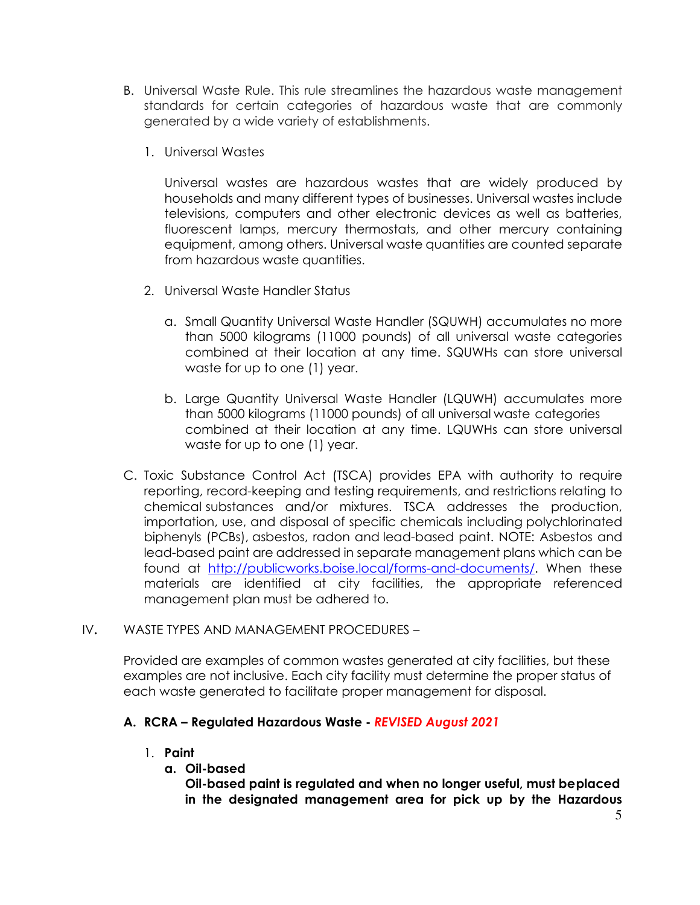B. Universal Waste Rule. This rule streamlines the hazardous waste management standards for certain categories of hazardous waste that are commonly generated by a wide variety of establishments.

   1. Universal Wastes

      Universal wastes are hazardous wastes that are widely produced by households and many different types of businesses. Universal wastes include televisions, computers and other electronic devices as well as batteries, fluorescent lamps, mercury thermostats, and other mercury containing equipment, among others. Universal waste quantities are counted separate from hazardous waste quantities.

   2. Universal Waste Handler Status

      a. Small Quantity Universal Waste Handler (SQUWH) accumulates no more than 5000 kilograms (11000 pounds) of all universal waste categories combined at their location at any time. SQUWHs can store universal waste for up to one (1) year.

      b. Large Quantity Universal Waste Handler (LQUWH) accumulates more than 5000 kilograms (11000 pounds) of all universal waste categories combined at their location at any time. LQUWHs can store universal waste for up to one (1) year.

C. Toxic Substance Control Act (TSCA) provides EPA with authority to require reporting, record-keeping and testing requirements, and restrictions relating to chemical substances and/or mixtures. TSCA addresses the production, importation, use, and disposal of specific chemicals including polychlorinated biphenyls (PCBs), asbestos, radon and lead-based paint. NOTE: Asbestos and lead-based paint are addressed in separate management plans which can be found at [http://publicworks.boise.local/forms-and-documents/](http://publicworks.boise.local/forms-and-documents/). When these materials are identified at city facilities, the appropriate referenced management plan must be adhered to.

IV. WASTE TYPES AND MANAGEMENT PROCEDURES –

Provided are examples of common wastes generated at city facilities, but these examples are not inclusive. Each city facility must determine the proper status of each waste generated to facilitate proper management for disposal.

**A. RCRA – Regulated Hazardous Waste -** ***REVISED August 2021***

1. **Paint**

   **a. Oil-based**

   **Oil-based paint is regulated and when no longer useful, must beplaced in the designated management area for pick up by the Hazardous**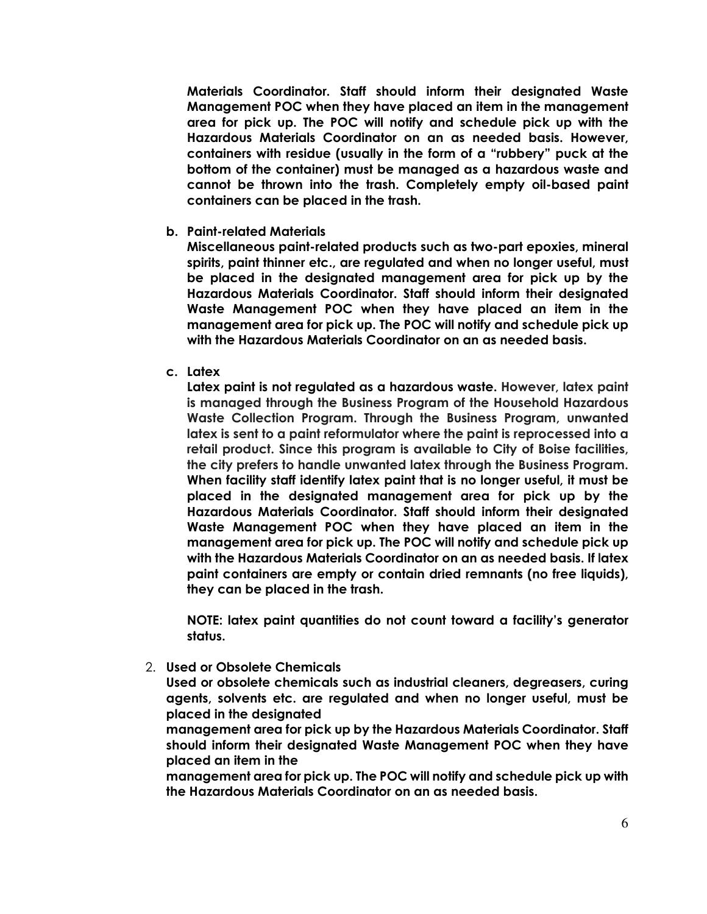**Materials Coordinator. Staff should inform their designated Waste Management POC when they have placed an item in the management area for pick up. The POC will notify and schedule pick up with the Hazardous Materials Coordinator on an as needed basis. However, containers with residue (usually in the form of a "rubbery" puck at the bottom of the container) must be managed as a hazardous waste and cannot be thrown into the trash. Completely empty oil-based paint containers can be placed in the trash.**

b. **Paint-related Materials**
   **Miscellaneous paint-related products such as two-part epoxies, mineral spirits, paint thinner etc., are regulated and when no longer useful, must be placed in the designated management area for pick up by the Hazardous Materials Coordinator. Staff should inform their designated Waste Management POC when they have placed an item in the management area for pick up. The POC will notify and schedule pick up with the Hazardous Materials Coordinator on an as needed basis.**

c. **Latex**
   **Latex paint is not regulated as a hazardous waste.** However, latex paint is managed through the Business Program of the Household Hazardous Waste Collection Program. Through the Business Program, unwanted latex is sent to a paint reformulator where the paint is reprocessed into a retail product. Since this program is available to City of Boise facilities, the city prefers to handle unwanted latex through the Business Program. **When facility staff identify latex paint that is no longer useful, it must be placed in the designated management area for pick up by the Hazardous Materials Coordinator. Staff should inform their designated Waste Management POC when they have placed an item in the management area for pick up. The POC will notify and schedule pick up with the Hazardous Materials Coordinator on an as needed basis. If latex paint containers are empty or contain dried remnants (no free liquids), they can be placed in the trash.**

   **NOTE: latex paint quantities do not count toward a facility's generator status.**

2. **Used or Obsolete Chemicals**
   **Used or obsolete chemicals such as industrial cleaners, degreasers, curing agents, solvents etc. are regulated and when no longer useful, must be placed in the designated management area for pick up by the Hazardous Materials Coordinator. Staff should inform their designated Waste Management POC when they have placed an item in the management area for pick up. The POC will notify and schedule pick up with the Hazardous Materials Coordinator on an as needed basis.**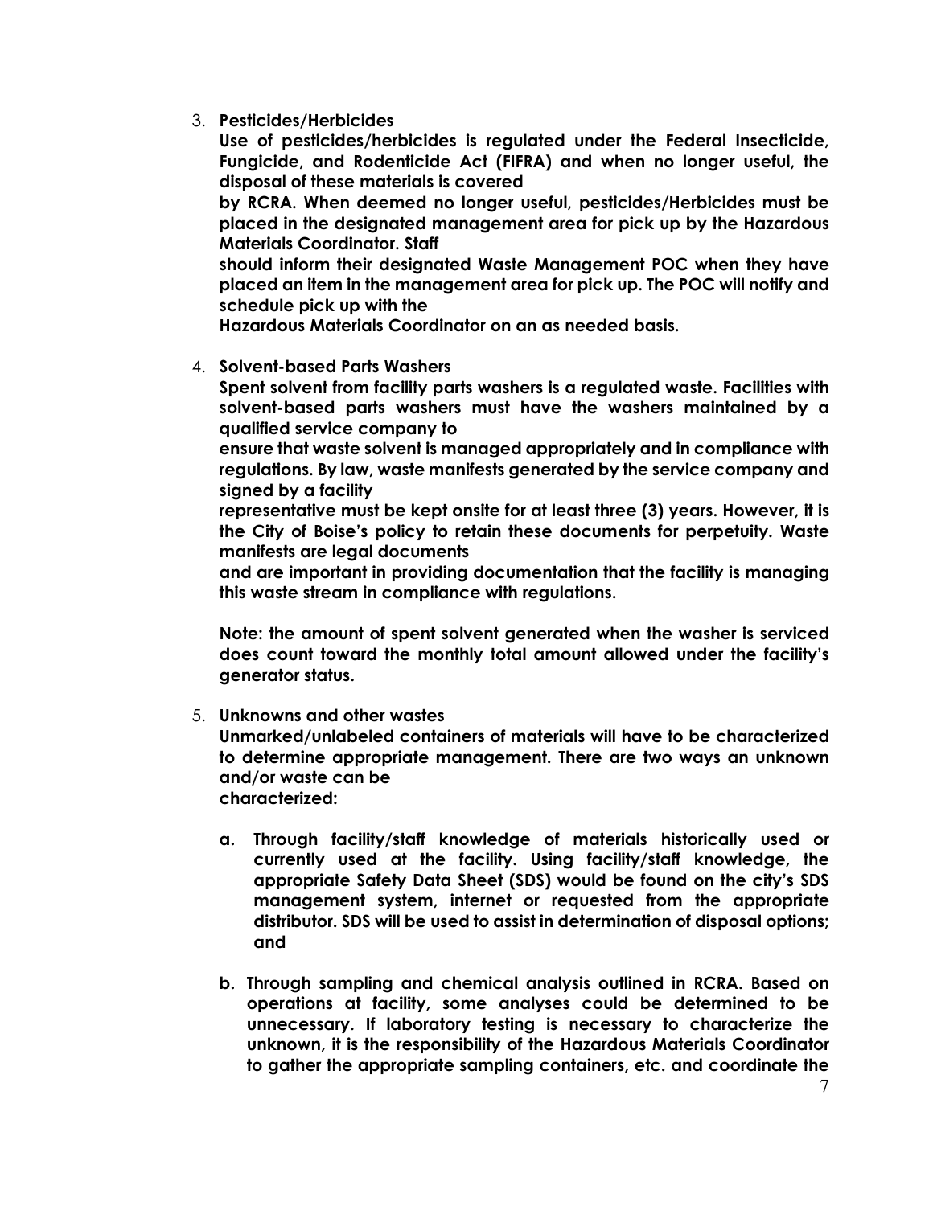3. **Pesticides/Herbicides**

   **Use of pesticides/herbicides is regulated under the Federal Insecticide, Fungicide, and Rodenticide Act (FIFRA) and when no longer useful, the disposal of these materials is covered by RCRA. When deemed no longer useful, pesticides/Herbicides must be placed in the designated management area for pick up by the Hazardous Materials Coordinator. Staff should inform their designated Waste Management POC when they have placed an item in the management area for pick up. The POC will notify and schedule pick up with the Hazardous Materials Coordinator on an as needed basis.**

4. **Solvent-based Parts Washers**

   **Spent solvent from facility parts washers is a regulated waste. Facilities with solvent-based parts washers must have the washers maintained by a qualified service company to ensure that waste solvent is managed appropriately and in compliance with regulations. By law, waste manifests generated by the service company and signed by a facility representative must be kept onsite for at least three (3) years. However, it is the City of Boise's policy to retain these documents for perpetuity. Waste manifests are legal documents and are important in providing documentation that the facility is managing this waste stream in compliance with regulations.**

   **Note: the amount of spent solvent generated when the washer is serviced does count toward the monthly total amount allowed under the facility's generator status.**

5. **Unknowns and other wastes**

   **Unmarked/unlabeled containers of materials will have to be characterized to determine appropriate management. There are two ways an unknown and/or waste can be characterized:**

   a. **Through facility/staff knowledge of materials historically used or currently used at the facility. Using facility/staff knowledge, the appropriate Safety Data Sheet (SDS) would be found on the city's SDS management system, internet or requested from the appropriate distributor. SDS will be used to assist in determination of disposal options; and**

   b. **Through sampling and chemical analysis outlined in RCRA. Based on operations at facility, some analyses could be determined to be unnecessary. If laboratory testing is necessary to characterize the unknown, it is the responsibility of the Hazardous Materials Coordinator to gather the appropriate sampling containers, etc. and coordinate the**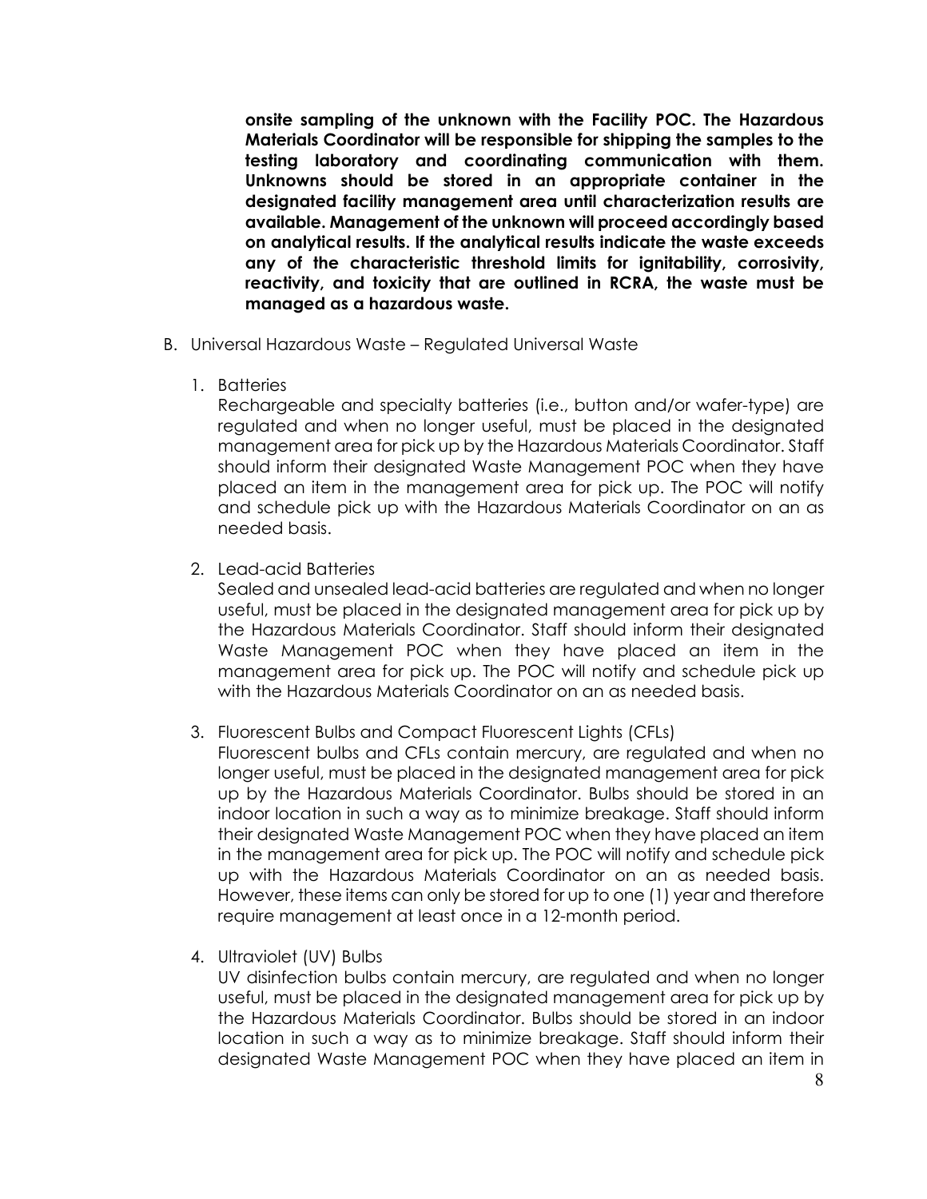**onsite sampling of the unknown with the Facility POC. The Hazardous Materials Coordinator will be responsible for shipping the samples to the testing laboratory and coordinating communication with them. Unknowns should be stored in an appropriate container in the designated facility management area until characterization results are available. Management of the unknown will proceed accordingly based on analytical results. If the analytical results indicate the waste exceeds any of the characteristic threshold limits for ignitability, corrosivity, reactivity, and toxicity that are outlined in RCRA, the waste must be managed as a hazardous waste.**

B. Universal Hazardous Waste – Regulated Universal Waste

1. Batteries

   Rechargeable and specialty batteries (i.e., button and/or wafer-type) are regulated and when no longer useful, must be placed in the designated management area for pick up by the Hazardous Materials Coordinator. Staff should inform their designated Waste Management POC when they have placed an item in the management area for pick up. The POC will notify and schedule pick up with the Hazardous Materials Coordinator on an as needed basis.

2. Lead-acid Batteries

   Sealed and unsealed lead-acid batteries are regulated and when no longer useful, must be placed in the designated management area for pick up by the Hazardous Materials Coordinator. Staff should inform their designated Waste Management POC when they have placed an item in the management area for pick up. The POC will notify and schedule pick up with the Hazardous Materials Coordinator on an as needed basis.

3. Fluorescent Bulbs and Compact Fluorescent Lights (CFLs)

   Fluorescent bulbs and CFLs contain mercury, are regulated and when no longer useful, must be placed in the designated management area for pick up by the Hazardous Materials Coordinator. Bulbs should be stored in an indoor location in such a way as to minimize breakage. Staff should inform their designated Waste Management POC when they have placed an item in the management area for pick up. The POC will notify and schedule pick up with the Hazardous Materials Coordinator on an as needed basis. However, these items can only be stored for up to one (1) year and therefore require management at least once in a 12-month period.

4. Ultraviolet (UV) Bulbs

   UV disinfection bulbs contain mercury, are regulated and when no longer useful, must be placed in the designated management area for pick up by the Hazardous Materials Coordinator. Bulbs should be stored in an indoor location in such a way as to minimize breakage. Staff should inform their designated Waste Management POC when they have placed an item in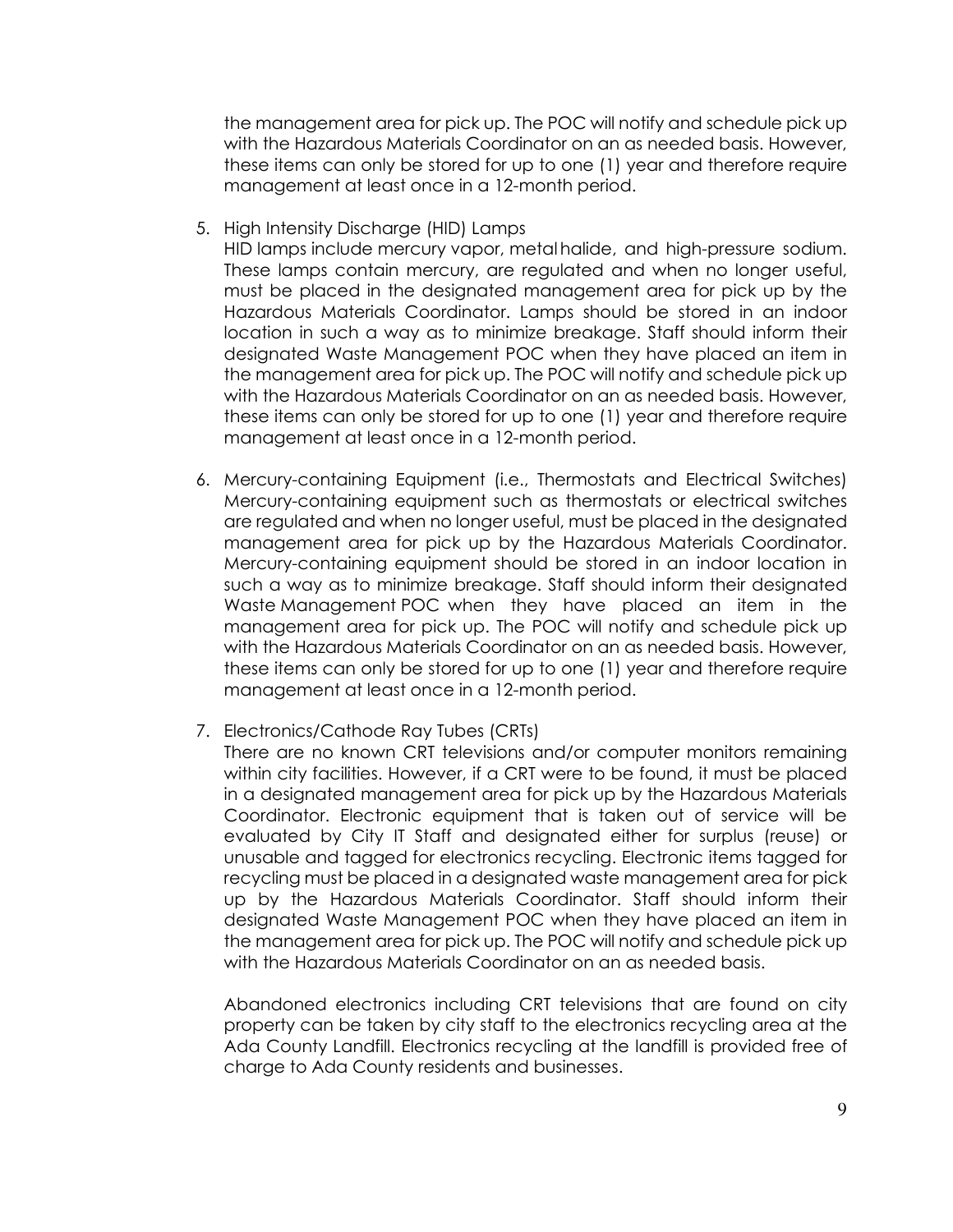the management area for pick up. The POC will notify and schedule pick up with the Hazardous Materials Coordinator on an as needed basis. However, these items can only be stored for up to one (1) year and therefore require management at least once in a 12-month period.

5. High Intensity Discharge (HID) Lamps
   HID lamps include mercury vapor, metal halide, and high-pressure sodium. These lamps contain mercury, are regulated and when no longer useful, must be placed in the designated management area for pick up by the Hazardous Materials Coordinator. Lamps should be stored in an indoor location in such a way as to minimize breakage. Staff should inform their designated Waste Management POC when they have placed an item in the management area for pick up. The POC will notify and schedule pick up with the Hazardous Materials Coordinator on an as needed basis. However, these items can only be stored for up to one (1) year and therefore require management at least once in a 12-month period.

6. Mercury-containing Equipment (i.e., Thermostats and Electrical Switches)
   Mercury-containing equipment such as thermostats or electrical switches are regulated and when no longer useful, must be placed in the designated management area for pick up by the Hazardous Materials Coordinator. Mercury-containing equipment should be stored in an indoor location in such a way as to minimize breakage. Staff should inform their designated Waste Management POC when they have placed an item in the management area for pick up. The POC will notify and schedule pick up with the Hazardous Materials Coordinator on an as needed basis. However, these items can only be stored for up to one (1) year and therefore require management at least once in a 12-month period.

7. Electronics/Cathode Ray Tubes (CRTs)
   There are no known CRT televisions and/or computer monitors remaining within city facilities. However, if a CRT were to be found, it must be placed in a designated management area for pick up by the Hazardous Materials Coordinator. Electronic equipment that is taken out of service will be evaluated by City IT Staff and designated either for surplus (reuse) or unusable and tagged for electronics recycling. Electronic items tagged for recycling must be placed in a designated waste management area for pick up by the Hazardous Materials Coordinator. Staff should inform their designated Waste Management POC when they have placed an item in the management area for pick up. The POC will notify and schedule pick up with the Hazardous Materials Coordinator on an as needed basis.

   Abandoned electronics including CRT televisions that are found on city property can be taken by city staff to the electronics recycling area at the Ada County Landfill. Electronics recycling at the landfill is provided free of charge to Ada County residents and businesses.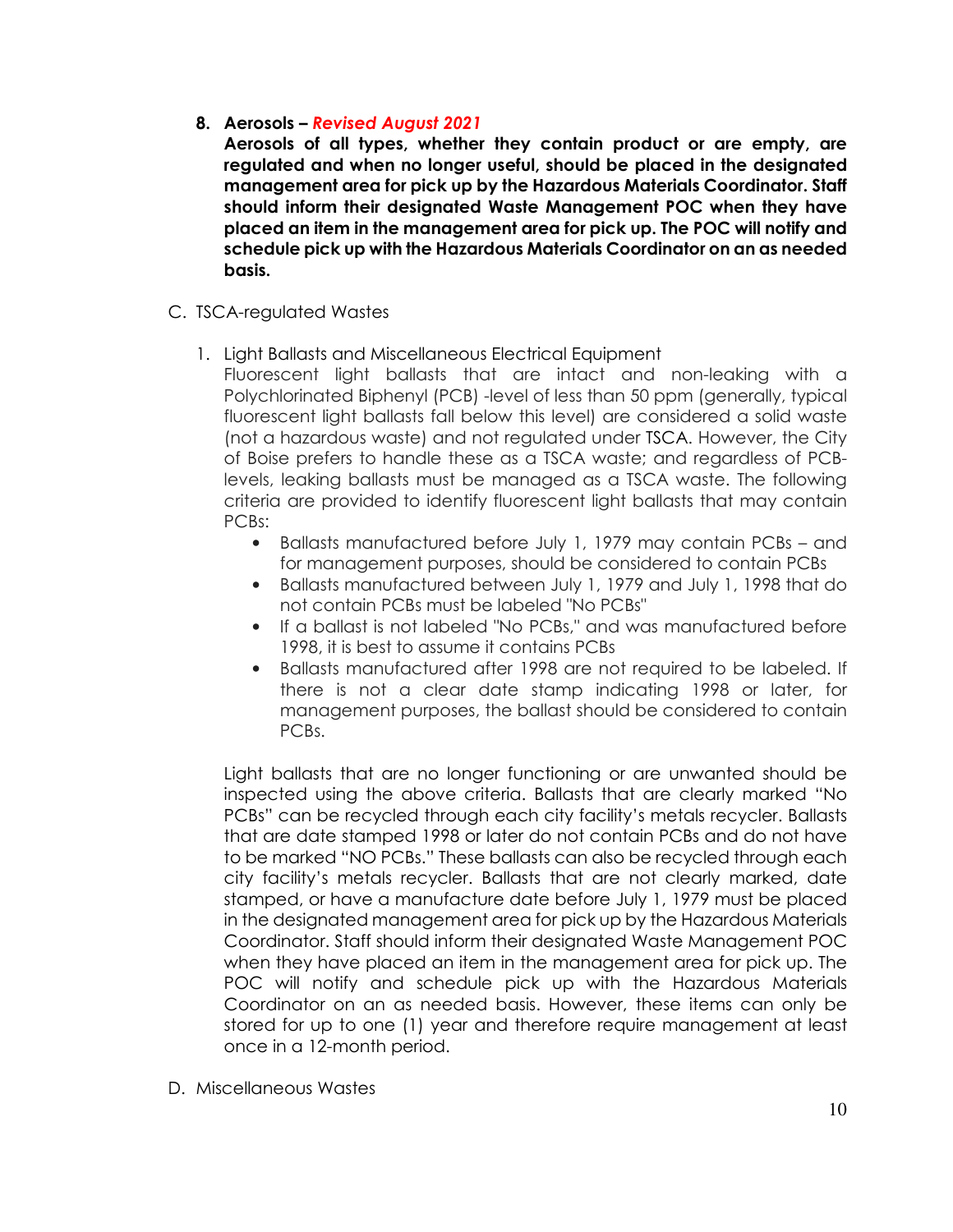8. **Aerosols – *Revised August 2021***
   **Aerosols of all types, whether they contain product or are empty, are regulated and when no longer useful, should be placed in the designated management area for pick up by the Hazardous Materials Coordinator. Staff should inform their designated Waste Management POC when they have placed an item in the management area for pick up. The POC will notify and schedule pick up with the Hazardous Materials Coordinator on an as needed basis.**

C. TSCA-regulated Wastes

1. Light Ballasts and Miscellaneous Electrical Equipment
   Fluorescent light ballasts that are intact and non-leaking with a Polychlorinated Biphenyl (PCB) -level of less than 50 ppm (generally, typical fluorescent light ballasts fall below this level) are considered a solid waste (not a hazardous waste) and not regulated under TSCA. However, the City of Boise prefers to handle these as a TSCA waste; and regardless of PCB-levels, leaking ballasts must be managed as a TSCA waste. The following criteria are provided to identify fluorescent light ballasts that may contain PCBs:

   - Ballasts manufactured before July 1, 1979 may contain PCBs – and for management purposes, should be considered to contain PCBs
   - Ballasts manufactured between July 1, 1979 and July 1, 1998 that do not contain PCBs must be labeled "No PCBs"
   - If a ballast is not labeled "No PCBs," and was manufactured before 1998, it is best to assume it contains PCBs
   - Ballasts manufactured after 1998 are not required to be labeled. If there is not a clear date stamp indicating 1998 or later, for management purposes, the ballast should be considered to contain PCBs.

   Light ballasts that are no longer functioning or are unwanted should be inspected using the above criteria. Ballasts that are clearly marked "No PCBs" can be recycled through each city facility's metals recycler. Ballasts that are date stamped 1998 or later do not contain PCBs and do not have to be marked "NO PCBs." These ballasts can also be recycled through each city facility's metals recycler. Ballasts that are not clearly marked, date stamped, or have a manufacture date before July 1, 1979 must be placed in the designated management area for pick up by the Hazardous Materials Coordinator. Staff should inform their designated Waste Management POC when they have placed an item in the management area for pick up. The POC will notify and schedule pick up with the Hazardous Materials Coordinator on an as needed basis. However, these items can only be stored for up to one (1) year and therefore require management at least once in a 12-month period.

D. Miscellaneous Wastes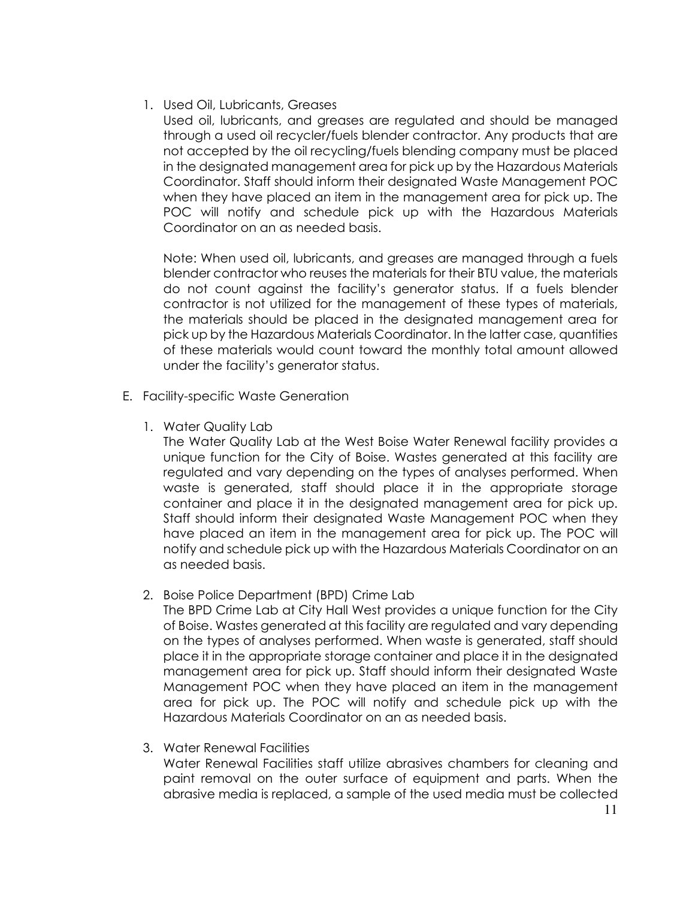1. Used Oil, Lubricants, Greases

   Used oil, lubricants, and greases are regulated and should be managed through a used oil recycler/fuels blender contractor. Any products that are not accepted by the oil recycling/fuels blending company must be placed in the designated management area for pick up by the Hazardous Materials Coordinator. Staff should inform their designated Waste Management POC when they have placed an item in the management area for pick up. The POC will notify and schedule pick up with the Hazardous Materials Coordinator on an as needed basis.

   Note: When used oil, lubricants, and greases are managed through a fuels blender contractor who reuses the materials for their BTU value, the materials do not count against the facility's generator status. If a fuels blender contractor is not utilized for the management of these types of materials, the materials should be placed in the designated management area for pick up by the Hazardous Materials Coordinator. In the latter case, quantities of these materials would count toward the monthly total amount allowed under the facility's generator status.

E. Facility-specific Waste Generation

1. Water Quality Lab

   The Water Quality Lab at the West Boise Water Renewal facility provides a unique function for the City of Boise. Wastes generated at this facility are regulated and vary depending on the types of analyses performed. When waste is generated, staff should place it in the appropriate storage container and place it in the designated management area for pick up. Staff should inform their designated Waste Management POC when they have placed an item in the management area for pick up. The POC will notify and schedule pick up with the Hazardous Materials Coordinator on an as needed basis.

2. Boise Police Department (BPD) Crime Lab

   The BPD Crime Lab at City Hall West provides a unique function for the City of Boise. Wastes generated at this facility are regulated and vary depending on the types of analyses performed. When waste is generated, staff should place it in the appropriate storage container and place it in the designated management area for pick up. Staff should inform their designated Waste Management POC when they have placed an item in the management area for pick up. The POC will notify and schedule pick up with the Hazardous Materials Coordinator on an as needed basis.

3. Water Renewal Facilities

   Water Renewal Facilities staff utilize abrasives chambers for cleaning and paint removal on the outer surface of equipment and parts. When the abrasive media is replaced, a sample of the used media must be collected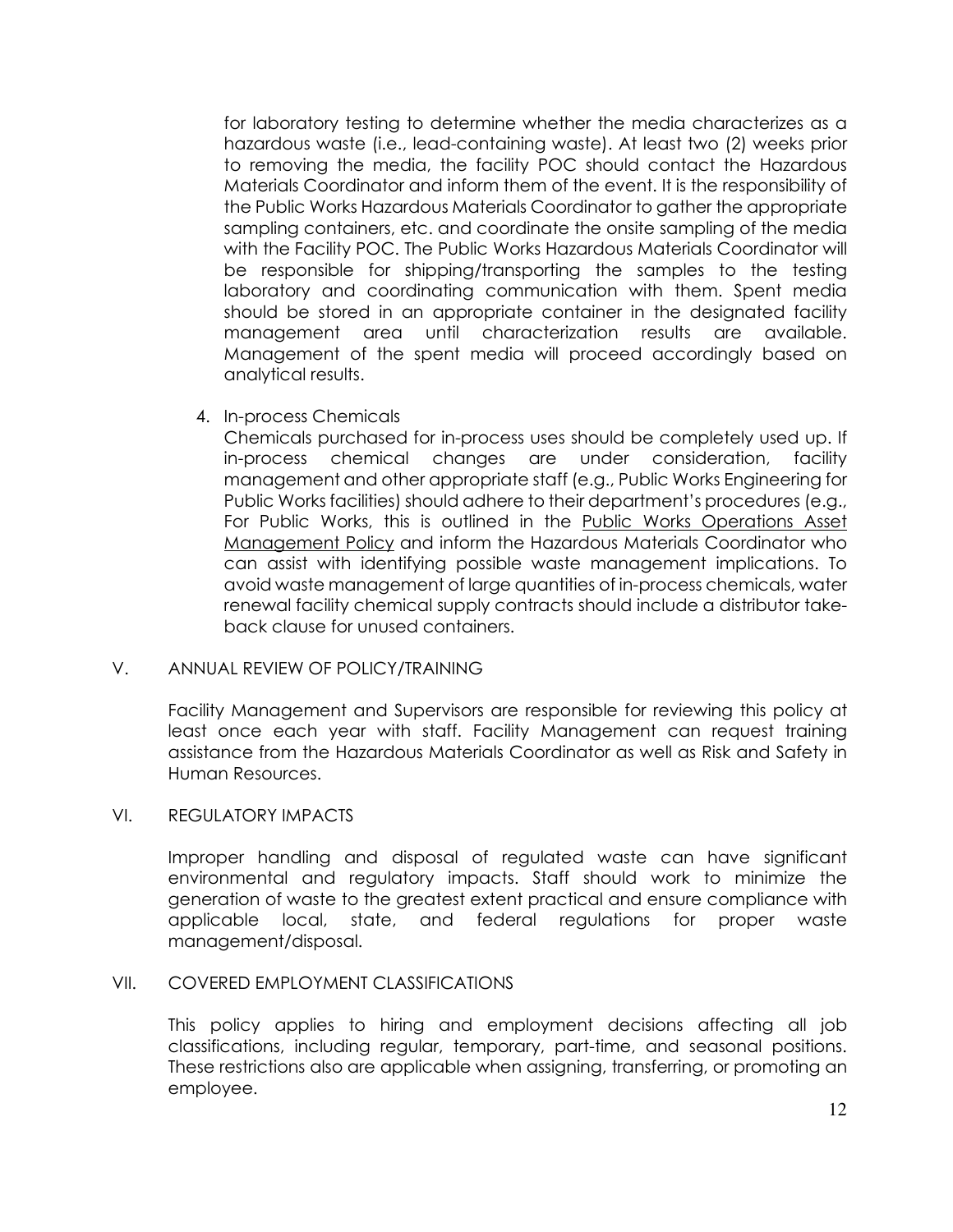for laboratory testing to determine whether the media characterizes as a hazardous waste (i.e., lead-containing waste). At least two (2) weeks prior to removing the media, the facility POC should contact the Hazardous Materials Coordinator and inform them of the event. It is the responsibility of the Public Works Hazardous Materials Coordinator to gather the appropriate sampling containers, etc. and coordinate the onsite sampling of the media with the Facility POC. The Public Works Hazardous Materials Coordinator will be responsible for shipping/transporting the samples to the testing laboratory and coordinating communication with them. Spent media should be stored in an appropriate container in the designated facility management area until characterization results are available. Management of the spent media will proceed accordingly based on analytical results.

4. In-process Chemicals

   Chemicals purchased for in-process uses should be completely used up. If in-process chemical changes are under consideration, facility management and other appropriate staff (e.g., Public Works Engineering for Public Works facilities) should adhere to their department's procedures (e.g., For Public Works, this is outlined in the Public Works Operations Asset Management Policy and inform the Hazardous Materials Coordinator who can assist with identifying possible waste management implications. To avoid waste management of large quantities of in-process chemicals, water renewal facility chemical supply contracts should include a distributor take-back clause for unused containers.

## V. ANNUAL REVIEW OF POLICY/TRAINING

Facility Management and Supervisors are responsible for reviewing this policy at least once each year with staff. Facility Management can request training assistance from the Hazardous Materials Coordinator as well as Risk and Safety in Human Resources.

## VI. REGULATORY IMPACTS

Improper handling and disposal of regulated waste can have significant environmental and regulatory impacts. Staff should work to minimize the generation of waste to the greatest extent practical and ensure compliance with applicable local, state, and federal regulations for proper waste management/disposal.

## VII. COVERED EMPLOYMENT CLASSIFICATIONS

This policy applies to hiring and employment decisions affecting all job classifications, including regular, temporary, part-time, and seasonal positions. These restrictions also are applicable when assigning, transferring, or promoting an employee.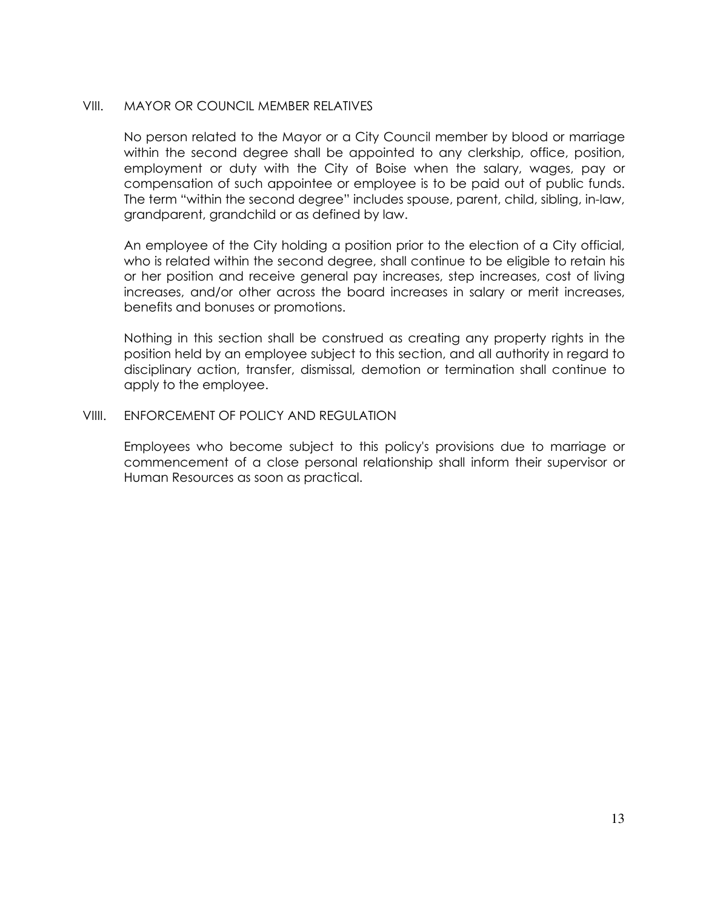## VIII. MAYOR OR COUNCIL MEMBER RELATIVES

No person related to the Mayor or a City Council member by blood or marriage within the second degree shall be appointed to any clerkship, office, position, employment or duty with the City of Boise when the salary, wages, pay or compensation of such appointee or employee is to be paid out of public funds. The term "within the second degree" includes spouse, parent, child, sibling, in-law, grandparent, grandchild or as defined by law.

An employee of the City holding a position prior to the election of a City official, who is related within the second degree, shall continue to be eligible to retain his or her position and receive general pay increases, step increases, cost of living increases, and/or other across the board increases in salary or merit increases, benefits and bonuses or promotions.

Nothing in this section shall be construed as creating any property rights in the position held by an employee subject to this section, and all authority in regard to disciplinary action, transfer, dismissal, demotion or termination shall continue to apply to the employee.

## VIIII. ENFORCEMENT OF POLICY AND REGULATION

Employees who become subject to this policy's provisions due to marriage or commencement of a close personal relationship shall inform their supervisor or Human Resources as soon as practical.